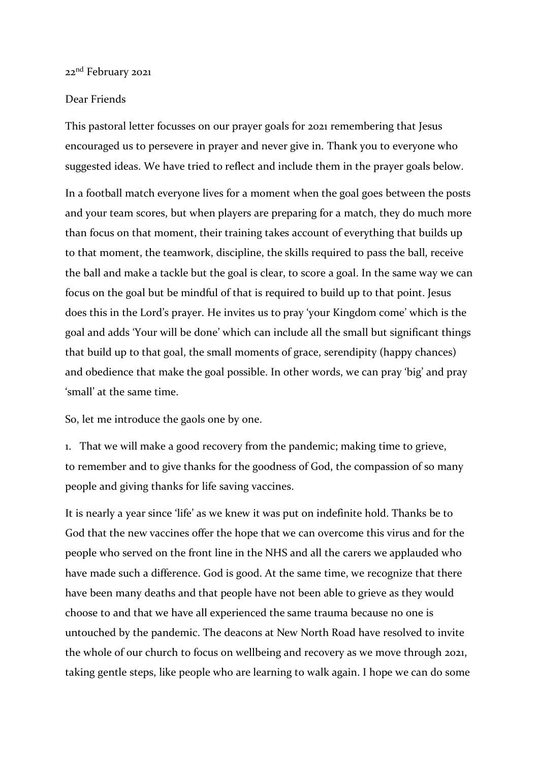22nd February 2021

Dear Friends

This pastoral letter focusses on our prayer goals for 2021 remembering that Jesus encouraged us to persevere in prayer and never give in. Thank you to everyone who suggested ideas. We have tried to reflect and include them in the prayer goals below.

In a football match everyone lives for a moment when the goal goes between the posts and your team scores, but when players are preparing for a match, they do much more than focus on that moment, their training takes account of everything that builds up to that moment, the teamwork, discipline, the skills required to pass the ball, receive the ball and make a tackle but the goal is clear, to score a goal. In the same way we can focus on the goal but be mindful of that is required to build up to that point. Jesus does this in the Lord's prayer. He invites us to pray 'your Kingdom come' which is the goal and adds 'Your will be done' which can include all the small but significant things that build up to that goal, the small moments of grace, serendipity (happy chances) and obedience that make the goal possible. In other words, we can pray 'big' and pray 'small' at the same time.

So, let me introduce the gaols one by one.

1. That we will make a good recovery from the pandemic; making time to grieve, to remember and to give thanks for the goodness of God, the compassion of so many people and giving thanks for life saving vaccines.

It is nearly a year since 'life' as we knew it was put on indefinite hold. Thanks be to God that the new vaccines offer the hope that we can overcome this virus and for the people who served on the front line in the NHS and all the carers we applauded who have made such a difference. God is good. At the same time, we recognize that there have been many deaths and that people have not been able to grieve as they would choose to and that we have all experienced the same trauma because no one is untouched by the pandemic. The deacons at New North Road have resolved to invite the whole of our church to focus on wellbeing and recovery as we move through 2021, taking gentle steps, like people who are learning to walk again. I hope we can do some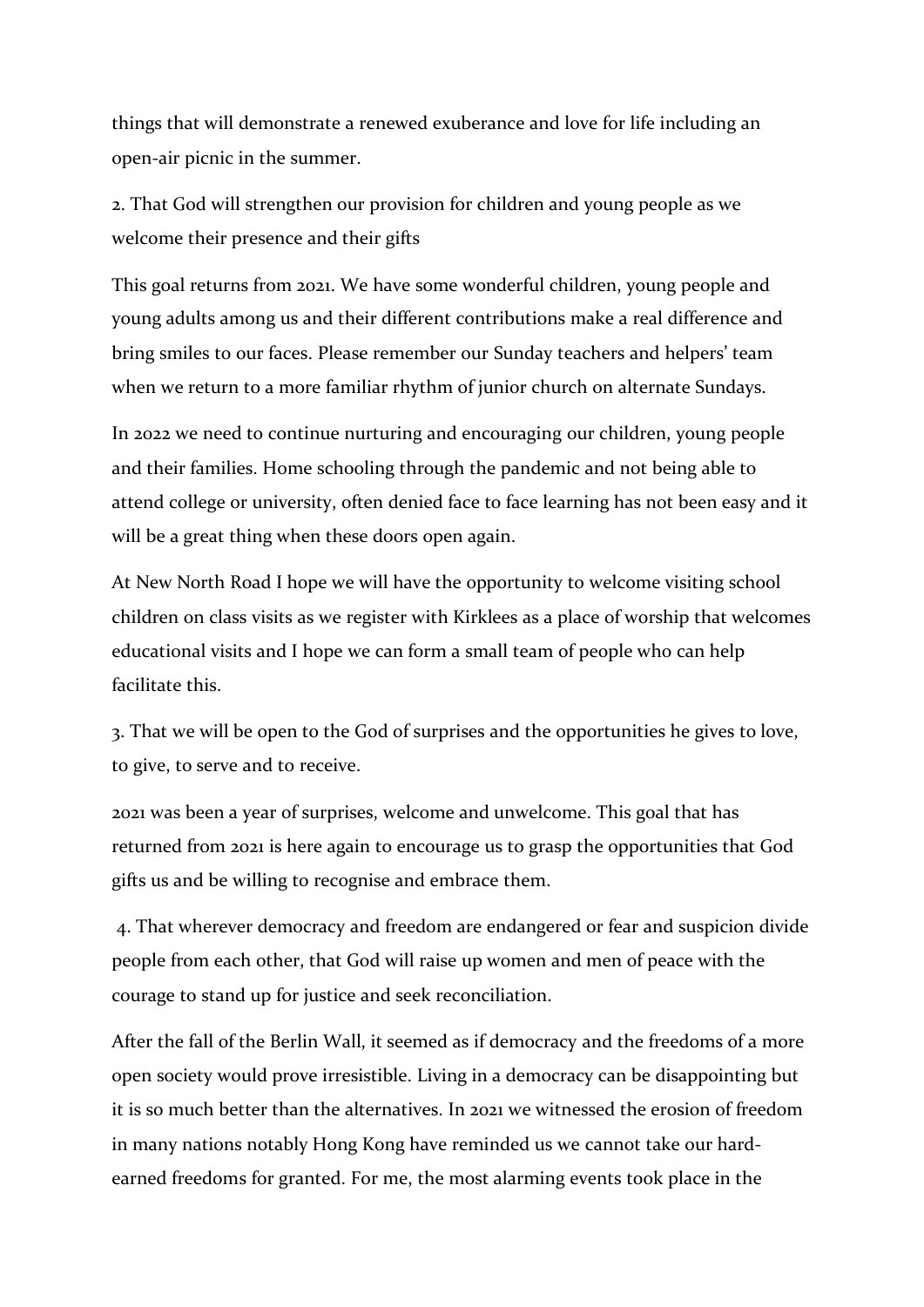things that will demonstrate a renewed exuberance and love for life including an open-air picnic in the summer.

2. That God will strengthen our provision for children and young people as we welcome their presence and their gifts

This goal returns from 2021. We have some wonderful children, young people and young adults among us and their different contributions make a real difference and bring smiles to our faces. Please remember our Sunday teachers and helpers' team when we return to a more familiar rhythm of junior church on alternate Sundays.

In 2022 we need to continue nurturing and encouraging our children, young people and their families. Home schooling through the pandemic and not being able to attend college or university, often denied face to face learning has not been easy and it will be a great thing when these doors open again.

At New North Road I hope we will have the opportunity to welcome visiting school children on class visits as we register with Kirklees as a place of worship that welcomes educational visits and I hope we can form a small team of people who can help facilitate this.

3. That we will be open to the God of surprises and the opportunities he gives to love, to give, to serve and to receive.

2021 was been a year of surprises, welcome and unwelcome. This goal that has returned from 2021 is here again to encourage us to grasp the opportunities that God gifts us and be willing to recognise and embrace them.

4. That wherever democracy and freedom are endangered or fear and suspicion divide people from each other, that God will raise up women and men of peace with the courage to stand up for justice and seek reconciliation.

After the fall of the Berlin Wall, it seemed as if democracy and the freedoms of a more open society would prove irresistible. Living in a democracy can be disappointing but it is so much better than the alternatives. In 2021 we witnessed the erosion of freedom in many nations notably Hong Kong have reminded us we cannot take our hard-earned freedoms for granted. For me, the most alarming events took place in the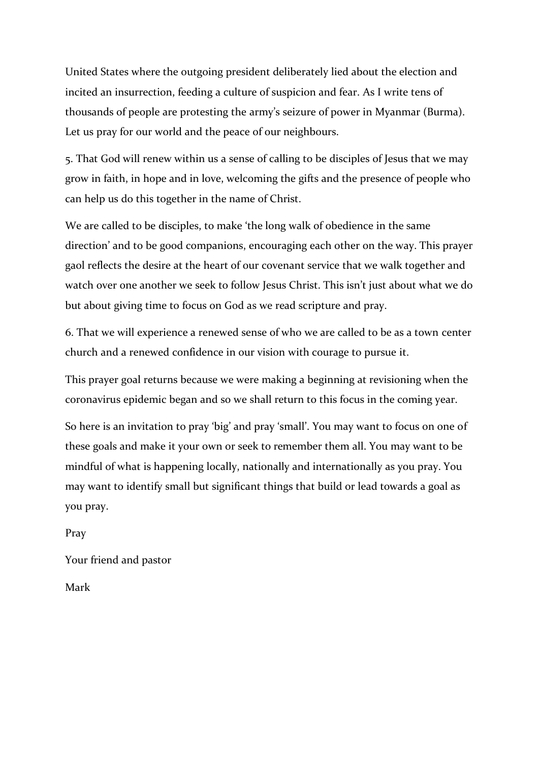United States where the outgoing president deliberately lied about the election and incited an insurrection, feeding a culture of suspicion and fear. As I write tens of thousands of people are protesting the army's seizure of power in Myanmar (Burma). Let us pray for our world and the peace of our neighbours.

5. That God will renew within us a sense of calling to be disciples of Jesus that we may grow in faith, in hope and in love, welcoming the gifts and the presence of people who can help us do this together in the name of Christ.

We are called to be disciples, to make 'the long walk of obedience in the same direction' and to be good companions, encouraging each other on the way. This prayer gaol reflects the desire at the heart of our covenant service that we walk together and watch over one another we seek to follow Jesus Christ. This isn't just about what we do but about giving time to focus on God as we read scripture and pray.

6. That we will experience a renewed sense of who we are called to be as a town center church and a renewed confidence in our vision with courage to pursue it.

This prayer goal returns because we were making a beginning at revisioning when the coronavirus epidemic began and so we shall return to this focus in the coming year.

So here is an invitation to pray 'big' and pray 'small'. You may want to focus on one of these goals and make it your own or seek to remember them all. You may want to be mindful of what is happening locally, nationally and internationally as you pray. You may want to identify small but significant things that build or lead towards a goal as you pray.

Pray

Your friend and pastor

Mark